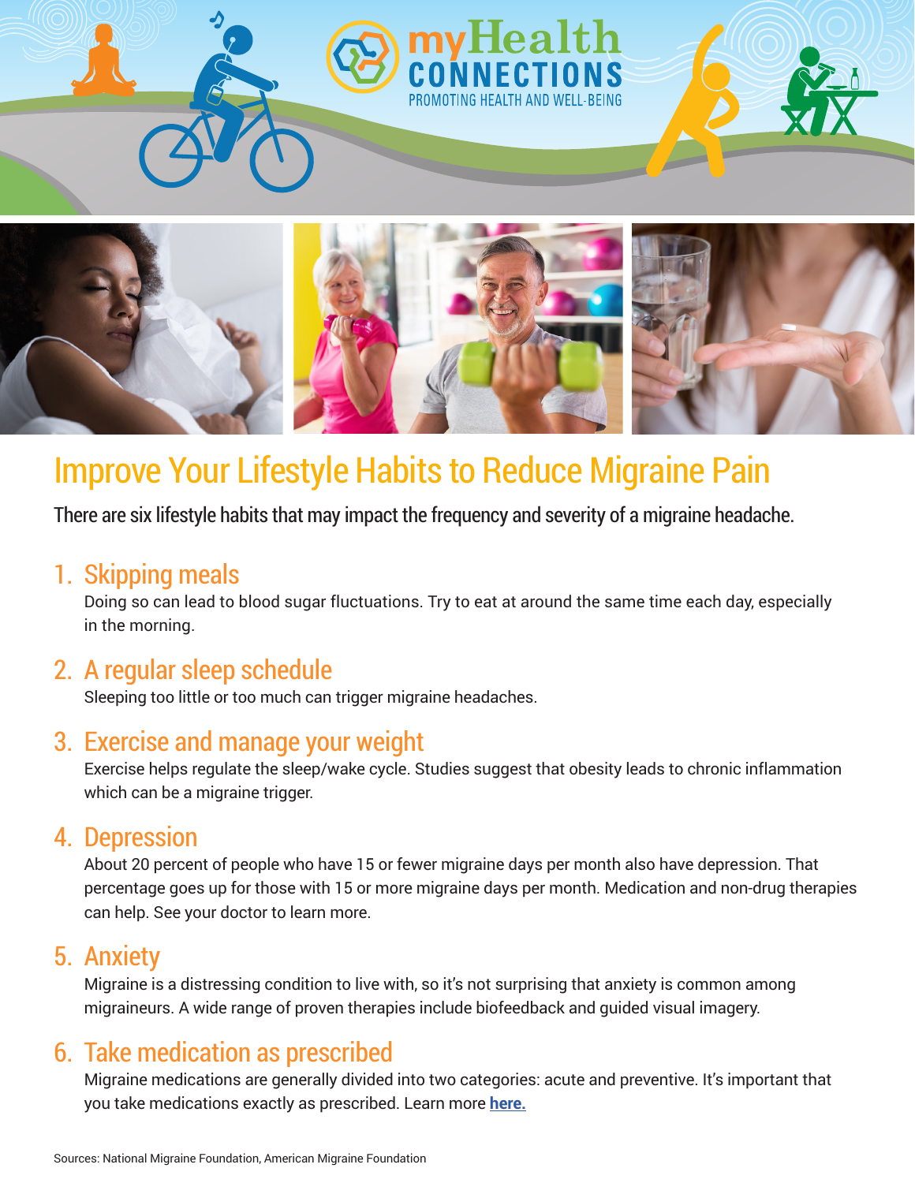myHealth CONNECTIONS

PROMOTING HEALTH AND WELL-BEING

# Improve Your Lifestyle Habits to Reduce Migraine Pain

There are six lifestyle habits that may impact the frequency and severity of a migraine headache.

## 1. Skipping meals

Doing so can lead to blood sugar fluctuations. Try to eat at around the same time each day, especially in the morning.

## 2. A regular sleep schedule

Sleeping too little or too much can trigger migraine headaches.

## 3. Exercise and manage your weight

Exercise helps regulate the sleep/wake cycle. Studies suggest that obesity leads to chronic inflammation which can be a migraine trigger.

## 4. Depression

About 20 percent of people who have 15 or fewer migraine days per month also have depression. That percentage goes up for those with 15 or more migraine days per month. Medication and non-drug therapies can help. See your doctor to learn more.

## 5. Anxiety

Migraine is a distressing condition to live with, so it's not surprising that anxiety is common among migraineurs. A wide range of proven therapies include biofeedback and guided visual imagery.

## 6. Take medication as prescribed

Migraine medications are generally divided into two categories: acute and preventive. It's important that you take medications exactly as prescribed. Learn more **here.**

Sources: National Migraine Foundation, American Migraine Foundation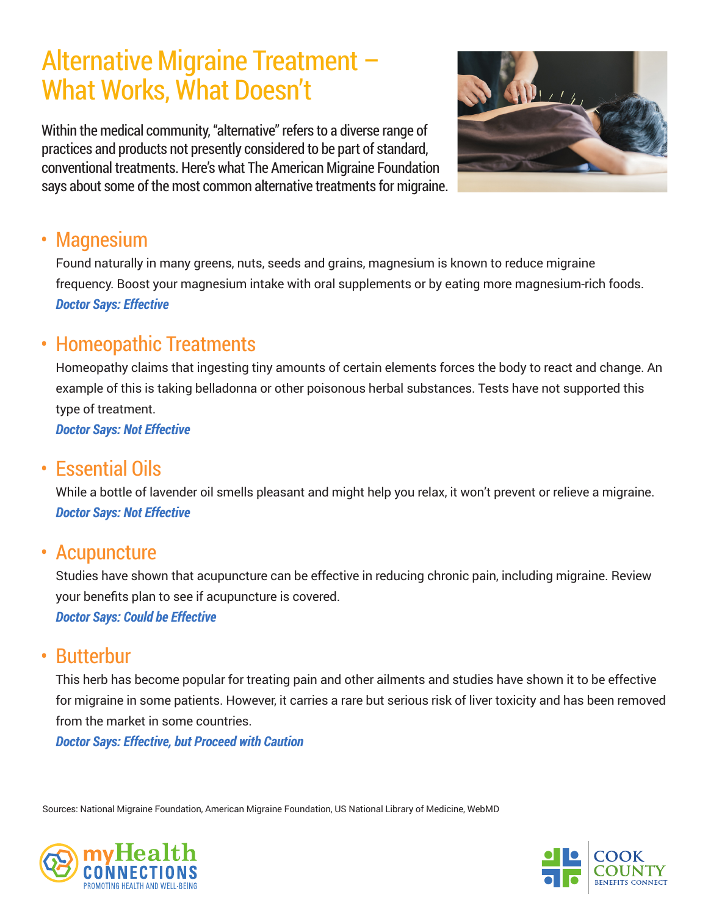# Alternative Migraine Treatment – What Works, What Doesn't

Within the medical community, "alternative" refers to a diverse range of practices and products not presently considered to be part of standard, conventional treatments. Here's what The American Migraine Foundation says about some of the most common alternative treatments for migraine.

## Magnesium

Found naturally in many greens, nuts, seeds and grains, magnesium is known to reduce migraine frequency. Boost your magnesium intake with oral supplements or by eating more magnesium-rich foods.

***Doctor Says: Effective***

## Homeopathic Treatments

Homeopathy claims that ingesting tiny amounts of certain elements forces the body to react and change. An example of this is taking belladonna or other poisonous herbal substances. Tests have not supported this type of treatment.

***Doctor Says: Not Effective***

## Essential Oils

While a bottle of lavender oil smells pleasant and might help you relax, it won't prevent or relieve a migraine.

***Doctor Says: Not Effective***

## Acupuncture

Studies have shown that acupuncture can be effective in reducing chronic pain, including migraine. Review your benefits plan to see if acupuncture is covered.

***Doctor Says: Could be Effective***

## Butterbur

This herb has become popular for treating pain and other ailments and studies have shown it to be effective for migraine in some patients. However, it carries a rare but serious risk of liver toxicity and has been removed from the market in some countries.

***Doctor Says: Effective, but Proceed with Caution***

Sources: National Migraine Foundation, American Migraine Foundation, US National Library of Medicine, WebMD

myHealth CONNECTIONS
PROMOTING HEALTH AND WELL-BEING

COOK COUNTY
BENEFITS CONNECT